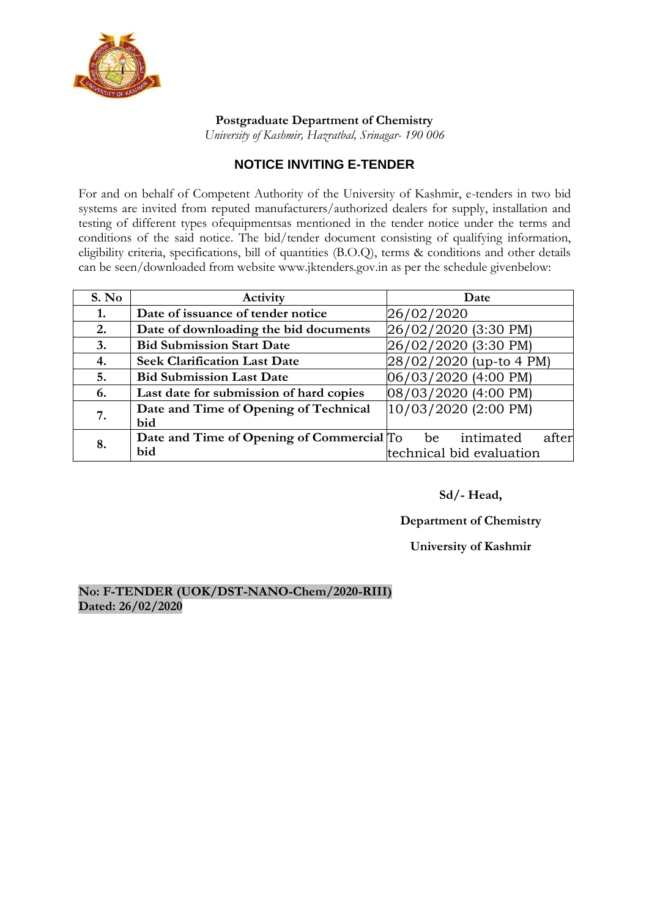**Postgraduate Department of Chemistry**

*University of Kashmir, Hazratbal, Srinagar- 190 006*

## NOTICE INVITING E-TENDER

For and on behalf of Competent Authority of the University of Kashmir, e-tenders in two bid systems are invited from reputed manufacturers/authorized dealers for supply, installation and testing of different types ofequipmentsas mentioned in the tender notice under the terms and conditions of the said notice. The bid/tender document consisting of qualifying information, eligibility criteria, specifications, bill of quantities (B.O.Q), terms & conditions and other details can be seen/downloaded from website www.jktenders.gov.in as per the schedule givenbelow:

| S. No | Activity | Date |
|---|---|---|
| 1. | **Date of issuance of tender notice** | 26/02/2020 |
| 2. | **Date of downloading the bid documents** | 26/02/2020 (3:30 PM) |
| 3. | **Bid Submission Start Date** | 26/02/2020 (3:30 PM) |
| 4. | **Seek Clarification Last Date** | 28/02/2020 (up-to 4 PM) |
| 5. | **Bid Submission Last Date** | 06/03/2020 (4:00 PM) |
| 6. | **Last date for submission of hard copies** | 08/03/2020 (4:00 PM) |
| 7. | **Date and Time of Opening of Technical bid** | 10/03/2020 (2:00 PM) |
| 8. | **Date and Time of Opening of Commercial bid** | To be intimated after technical bid evaluation |

**Sd/- Head,**

**Department of Chemistry**

**University of Kashmir**

**No: F-TENDER (UOK/DST-NANO-Chem/2020-RIII)**
**Dated: 26/02/2020**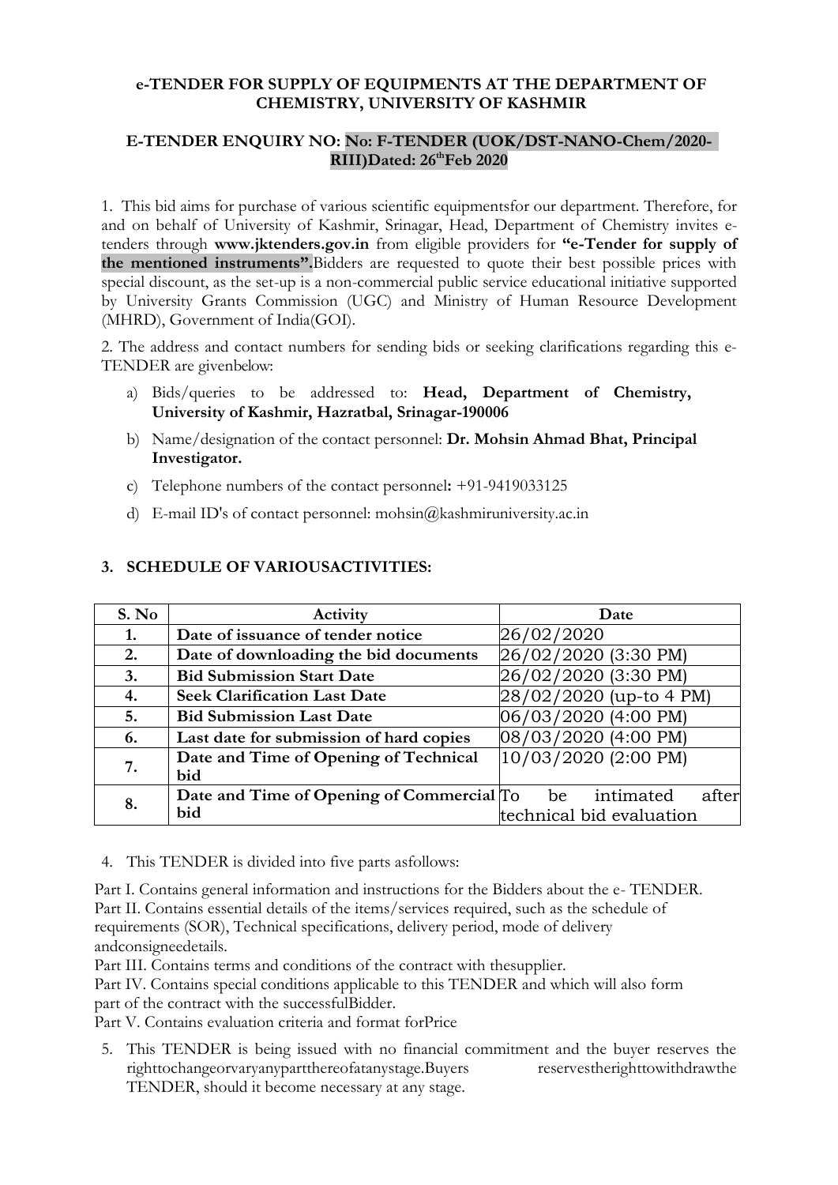**e-TENDER FOR SUPPLY OF EQUIPMENTS AT THE DEPARTMENT OF CHEMISTRY, UNIVERSITY OF KASHMIR**

**E-TENDER ENQUIRY NO: No: F-TENDER (UOK/DST-NANO-Chem/2020-RIII)Dated: 26th Feb 2020**

1. This bid aims for purchase of various scientific equipmentsfor our department. Therefore, for and on behalf of University of Kashmir, Srinagar, Head, Department of Chemistry invites e-tenders through **www.jktenders.gov.in** from eligible providers for **"e-Tender for supply of the mentioned instruments".**Bidders are requested to quote their best possible prices with special discount, as the set-up is a non-commercial public service educational initiative supported by University Grants Commission (UGC) and Ministry of Human Resource Development (MHRD), Government of India(GOI).

2. The address and contact numbers for sending bids or seeking clarifications regarding this e-TENDER are givenbelow:

   a) Bids/queries to be addressed to: **Head, Department of Chemistry, University of Kashmir, Hazratbal, Srinagar-190006**

   b) Name/designation of the contact personnel: **Dr. Mohsin Ahmad Bhat, Principal Investigator.**

   c) Telephone numbers of the contact personnel**:** +91-9419033125

   d) E-mail ID's of contact personnel: mohsin@kashmiruniversity.ac.in

**3. SCHEDULE OF VARIOUSACTIVITIES:**

| S. No | Activity | Date |
|---|---|---|
| **1.** | **Date of issuance of tender notice** | 26/02/2020 |
| **2.** | **Date of downloading the bid documents** | 26/02/2020 (3:30 PM) |
| **3.** | **Bid Submission Start Date** | 26/02/2020 (3:30 PM) |
| **4.** | **Seek Clarification Last Date** | 28/02/2020 (up-to 4 PM) |
| **5.** | **Bid Submission Last Date** | 06/03/2020 (4:00 PM) |
| **6.** | **Last date for submission of hard copies** | 08/03/2020 (4:00 PM) |
| **7.** | **Date and Time of Opening of Technical bid** | 10/03/2020 (2:00 PM) |
| **8.** | **Date and Time of Opening of Commercial bid** | To be intimated after technical bid evaluation |

4. This TENDER is divided into five parts asfollows:

Part I. Contains general information and instructions for the Bidders about the e- TENDER.
Part II. Contains essential details of the items/services required, such as the schedule of requirements (SOR), Technical specifications, delivery period, mode of delivery andconsigneedetails.
Part III. Contains terms and conditions of the contract with thesupplier.
Part IV. Contains special conditions applicable to this TENDER and which will also form part of the contract with the successfulBidder.
Part V. Contains evaluation criteria and format forPrice

5. This TENDER is being issued with no financial commitment and the buyer reserves the righttochangeorvaryanypartthereofatanystage.Buyers reservestherighttowithdrawthe TENDER, should it become necessary at any stage.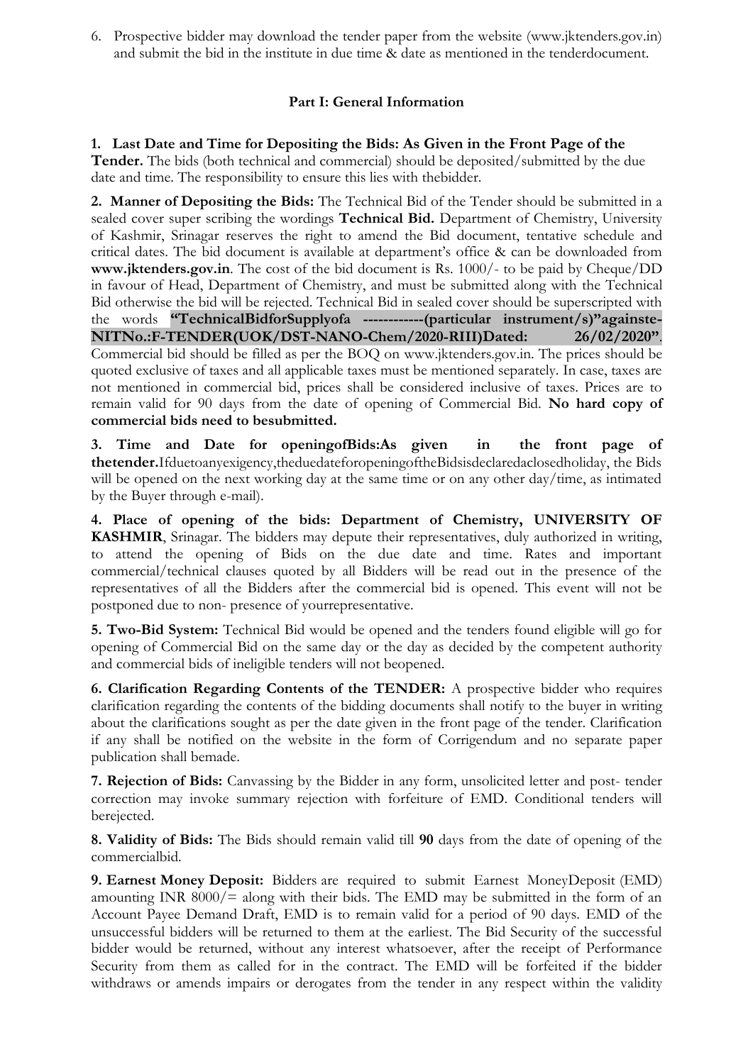6. Prospective bidder may download the tender paper from the website (www.jktenders.gov.in) and submit the bid in the institute in due time & date as mentioned in the tenderdocument.

## Part I: General Information

**1. Last Date and Time for Depositing the Bids: As Given in the Front Page of the Tender.** The bids (both technical and commercial) should be deposited/submitted by the due date and time. The responsibility to ensure this lies with thebidder.

**2. Manner of Depositing the Bids:** The Technical Bid of the Tender should be submitted in a sealed cover super scribing the wordings **Technical Bid.** Department of Chemistry, University of Kashmir, Srinagar reserves the right to amend the Bid document, tentative schedule and critical dates. The bid document is available at department's office & can be downloaded from **www.jktenders.gov.in**. The cost of the bid document is Rs. 1000/- to be paid by Cheque/DD in favour of Head, Department of Chemistry, and must be submitted along with the Technical Bid otherwise the bid will be rejected. Technical Bid in sealed cover should be superscripted with the words **"TechnicalBidforSupplyofa ------------(particular instrument/s)"againste-NITNo.:F-TENDER(UOK/DST-NANO-Chem/2020-RIII)Dated: 26/02/2020"**. Commercial bid should be filled as per the BOQ on www.jktenders.gov.in. The prices should be quoted exclusive of taxes and all applicable taxes must be mentioned separately. In case, taxes are not mentioned in commercial bid, prices shall be considered inclusive of taxes. Prices are to remain valid for 90 days from the date of opening of Commercial Bid. **No hard copy of commercial bids need to besubmitted.**

**3. Time and Date for openingofBids:As given in the front page of thetender.**Ifduetoanyexigency,theduedateforopeningoftheBidsisdeclaredaclosedholiday, the Bids will be opened on the next working day at the same time or on any other day/time, as intimated by the Buyer through e-mail).

**4. Place of opening of the bids: Department of Chemistry, UNIVERSITY OF KASHMIR**, Srinagar. The bidders may depute their representatives, duly authorized in writing, to attend the opening of Bids on the due date and time. Rates and important commercial/technical clauses quoted by all Bidders will be read out in the presence of the representatives of all the Bidders after the commercial bid is opened. This event will not be postponed due to non- presence of yourrepresentative.

**5. Two-Bid System:** Technical Bid would be opened and the tenders found eligible will go for opening of Commercial Bid on the same day or the day as decided by the competent authority and commercial bids of ineligible tenders will not beopened.

**6. Clarification Regarding Contents of the TENDER:** A prospective bidder who requires clarification regarding the contents of the bidding documents shall notify to the buyer in writing about the clarifications sought as per the date given in the front page of the tender. Clarification if any shall be notified on the website in the form of Corrigendum and no separate paper publication shall bemade.

**7. Rejection of Bids:** Canvassing by the Bidder in any form, unsolicited letter and post- tender correction may invoke summary rejection with forfeiture of EMD. Conditional tenders will berejected.

**8. Validity of Bids:** The Bids should remain valid till **90** days from the date of opening of the commercialbid.

**9. Earnest Money Deposit:** Bidders are required to submit Earnest MoneyDeposit (EMD) amounting INR 8000/= along with their bids. The EMD may be submitted in the form of an Account Payee Demand Draft, EMD is to remain valid for a period of 90 days. EMD of the unsuccessful bidders will be returned to them at the earliest. The Bid Security of the successful bidder would be returned, without any interest whatsoever, after the receipt of Performance Security from them as called for in the contract. The EMD will be forfeited if the bidder withdraws or amends impairs or derogates from the tender in any respect within the validity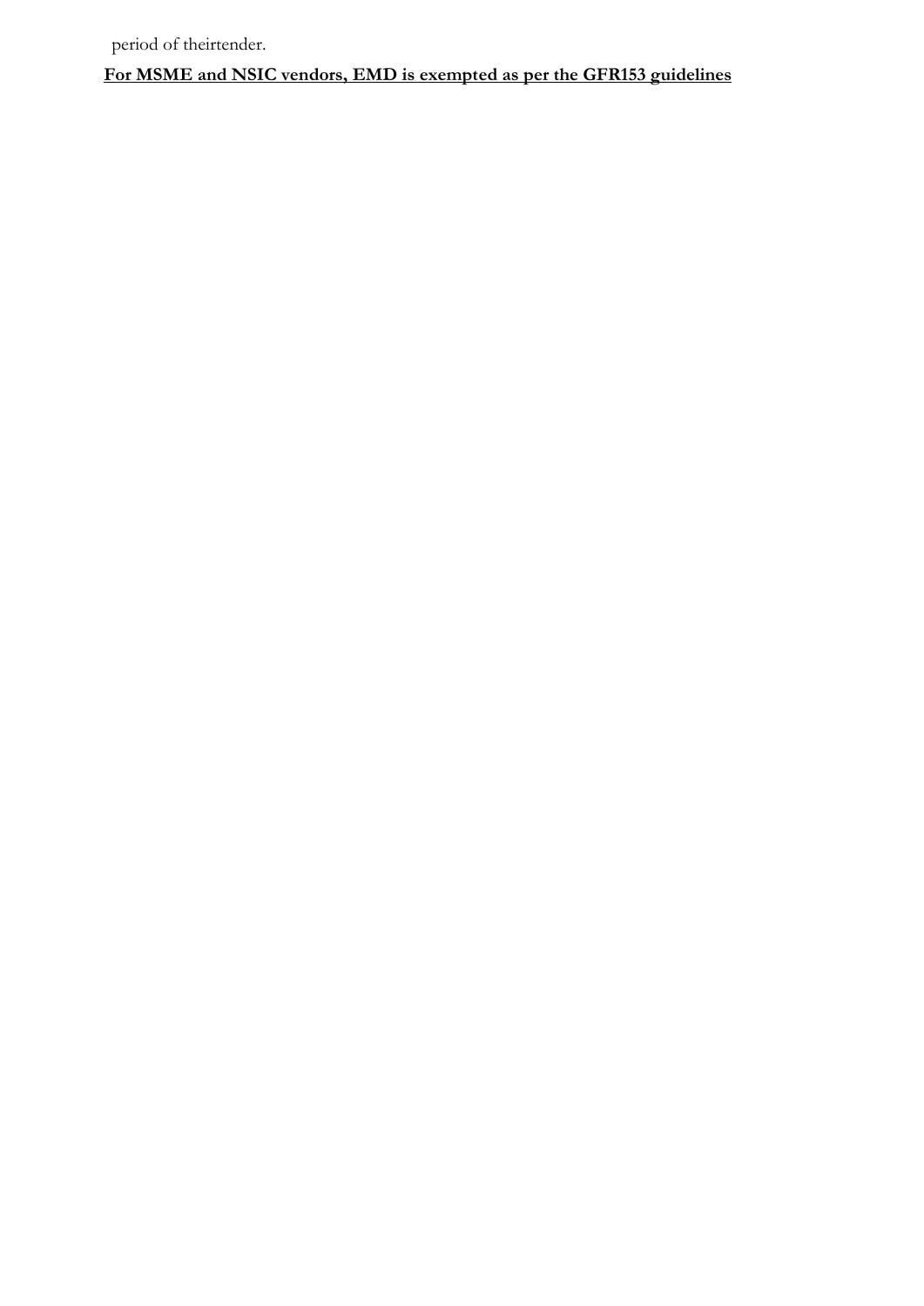period of theirtender.

**For MSME and NSIC vendors, EMD is exempted as per the GFR153 guidelines**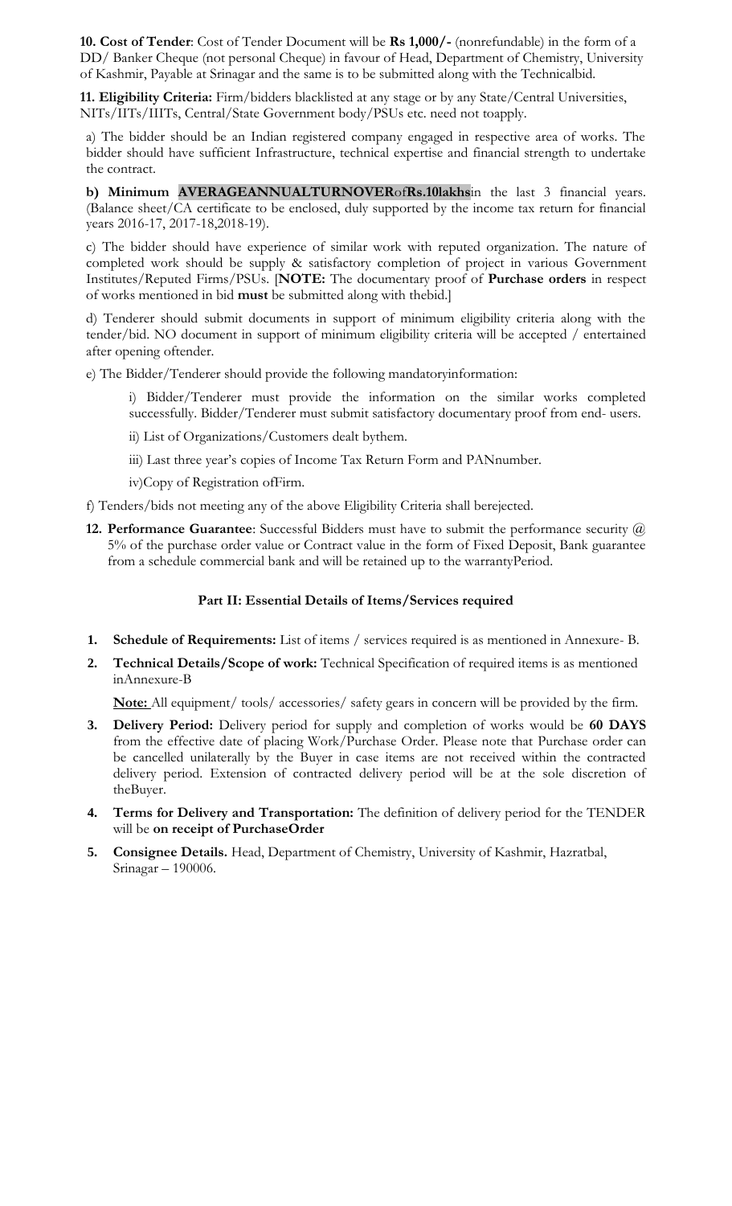**10. Cost of Tender**: Cost of Tender Document will be **Rs 1,000/-** (nonrefundable) in the form of a DD/ Banker Cheque (not personal Cheque) in favour of Head, Department of Chemistry, University of Kashmir, Payable at Srinagar and the same is to be submitted along with the Technicalbid.

**11. Eligibility Criteria:** Firm/bidders blacklisted at any stage or by any State/Central Universities, NITs/IITs/IIITs, Central/State Government body/PSUs etc. need not toapply.

a) The bidder should be an Indian registered company engaged in respective area of works. The bidder should have sufficient Infrastructure, technical expertise and financial strength to undertake the contract.

**b) Minimum AVERAGEANNUALTURNOVER**of**Rs.10lakhs**in the last 3 financial years. (Balance sheet/CA certificate to be enclosed, duly supported by the income tax return for financial years 2016-17, 2017-18,2018-19).

c) The bidder should have experience of similar work with reputed organization. The nature of completed work should be supply & satisfactory completion of project in various Government Institutes/Reputed Firms/PSUs. [**NOTE:** The documentary proof of **Purchase orders** in respect of works mentioned in bid **must** be submitted along with thebid.]

d) Tenderer should submit documents in support of minimum eligibility criteria along with the tender/bid. NO document in support of minimum eligibility criteria will be accepted / entertained after opening oftender.

e) The Bidder/Tenderer should provide the following mandatoryinformation:

i) Bidder/Tenderer must provide the information on the similar works completed successfully. Bidder/Tenderer must submit satisfactory documentary proof from end- users.

ii) List of Organizations/Customers dealt bythem.

iii) Last three year's copies of Income Tax Return Form and PANnumber.

iv)Copy of Registration ofFirm.

f) Tenders/bids not meeting any of the above Eligibility Criteria shall berejected.

**12. Performance Guarantee**: Successful Bidders must have to submit the performance security @ 5% of the purchase order value or Contract value in the form of Fixed Deposit, Bank guarantee from a schedule commercial bank and will be retained up to the warrantyPeriod.

### Part II: Essential Details of Items/Services required

1. **Schedule of Requirements:** List of items / services required is as mentioned in Annexure- B.
2. **Technical Details/Scope of work:** Technical Specification of required items is as mentioned inAnnexure-B

   **Note:** All equipment/ tools/ accessories/ safety gears in concern will be provided by the firm.
3. **Delivery Period:** Delivery period for supply and completion of works would be **60 DAYS** from the effective date of placing Work/Purchase Order. Please note that Purchase order can be cancelled unilaterally by the Buyer in case items are not received within the contracted delivery period. Extension of contracted delivery period will be at the sole discretion of theBuyer.
4. **Terms for Delivery and Transportation:** The definition of delivery period for the TENDER will be **on receipt of PurchaseOrder**
5. **Consignee Details.** Head, Department of Chemistry, University of Kashmir, Hazratbal, Srinagar – 190006.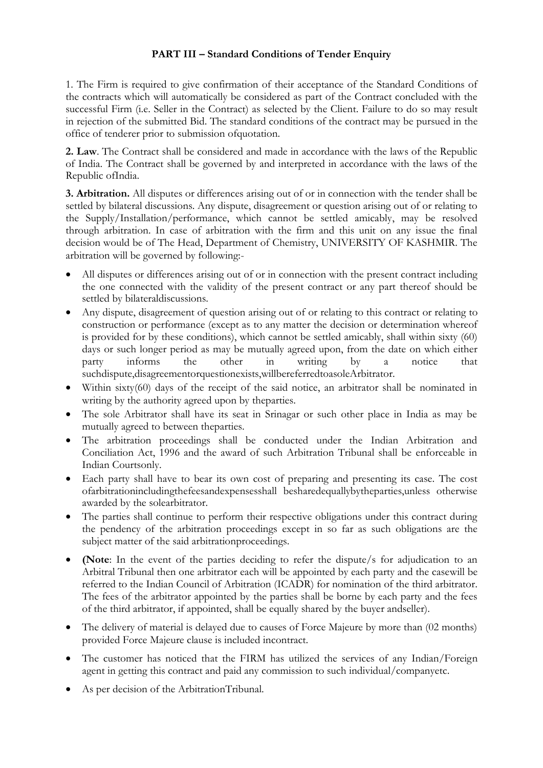**PART III – Standard Conditions of Tender Enquiry**

1. The Firm is required to give confirmation of their acceptance of the Standard Conditions of the contracts which will automatically be considered as part of the Contract concluded with the successful Firm (i.e. Seller in the Contract) as selected by the Client. Failure to do so may result in rejection of the submitted Bid. The standard conditions of the contract may be pursued in the office of tenderer prior to submission ofquotation.

**2. Law**. The Contract shall be considered and made in accordance with the laws of the Republic of India. The Contract shall be governed by and interpreted in accordance with the laws of the Republic ofIndia.

**3. Arbitration.** All disputes or differences arising out of or in connection with the tender shall be settled by bilateral discussions. Any dispute, disagreement or question arising out of or relating to the Supply/Installation/performance, which cannot be settled amicably, may be resolved through arbitration. In case of arbitration with the firm and this unit on any issue the final decision would be of The Head, Department of Chemistry, UNIVERSITY OF KASHMIR. The arbitration will be governed by following:-

- All disputes or differences arising out of or in connection with the present contract including the one connected with the validity of the present contract or any part thereof should be settled by bilateraldiscussions.
- Any dispute, disagreement of question arising out of or relating to this contract or relating to construction or performance (except as to any matter the decision or determination whereof is provided for by these conditions), which cannot be settled amicably, shall within sixty (60) days or such longer period as may be mutually agreed upon, from the date on which either party informs the other in writing by a notice that suchdispute,disagreementorquestionexists,willbereferredtoasoleArbitrator.
- Within sixty(60) days of the receipt of the said notice, an arbitrator shall be nominated in writing by the authority agreed upon by theparties.
- The sole Arbitrator shall have its seat in Srinagar or such other place in India as may be mutually agreed to between theparties.
- The arbitration proceedings shall be conducted under the Indian Arbitration and Conciliation Act, 1996 and the award of such Arbitration Tribunal shall be enforceable in Indian Courtsonly.
- Each party shall have to bear its own cost of preparing and presenting its case. The cost ofarbitrationincludingthefeesandexpensesshall besharedequallybytheparties,unless otherwise awarded by the solearbitrator.
- The parties shall continue to perform their respective obligations under this contract during the pendency of the arbitration proceedings except in so far as such obligations are the subject matter of the said arbitrationproceedings.
- **(Note**: In the event of the parties deciding to refer the dispute/s for adjudication to an Arbitral Tribunal then one arbitrator each will be appointed by each party and the casewill be referred to the Indian Council of Arbitration (ICADR) for nomination of the third arbitrator. The fees of the arbitrator appointed by the parties shall be borne by each party and the fees of the third arbitrator, if appointed, shall be equally shared by the buyer andseller).
- The delivery of material is delayed due to causes of Force Majeure by more than (02 months) provided Force Majeure clause is included incontract.
- The customer has noticed that the FIRM has utilized the services of any Indian/Foreign agent in getting this contract and paid any commission to such individual/companyetc.
- As per decision of the ArbitrationTribunal.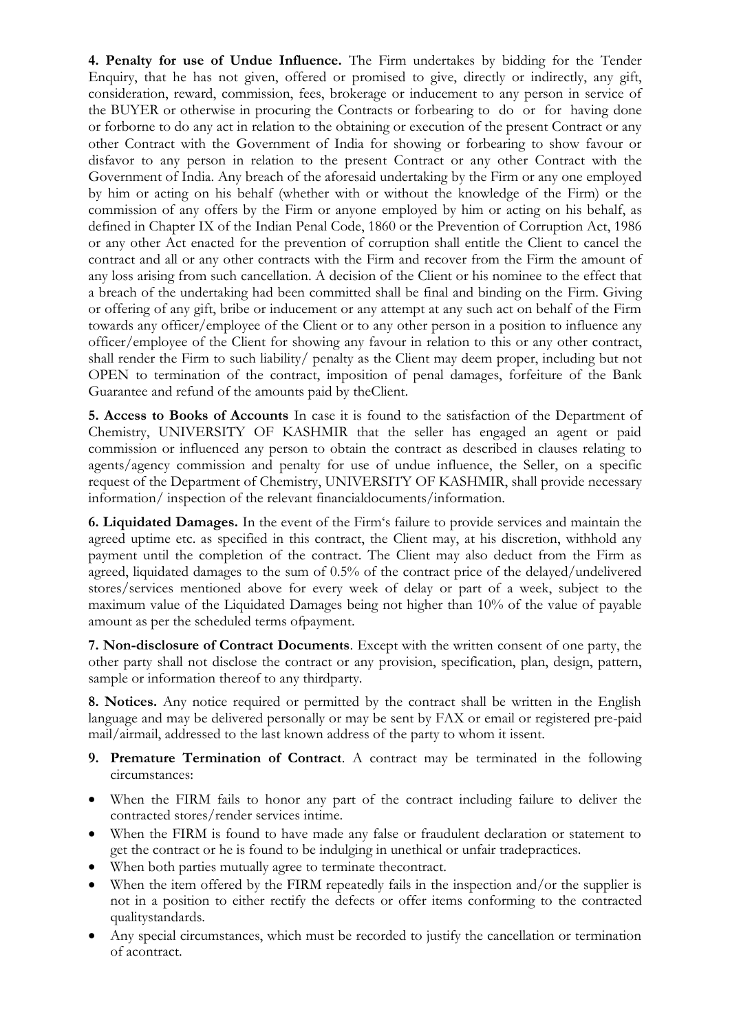**4. Penalty for use of Undue Influence.** The Firm undertakes by bidding for the Tender Enquiry, that he has not given, offered or promised to give, directly or indirectly, any gift, consideration, reward, commission, fees, brokerage or inducement to any person in service of the BUYER or otherwise in procuring the Contracts or forbearing to do or for having done or forborne to do any act in relation to the obtaining or execution of the present Contract or any other Contract with the Government of India for showing or forbearing to show favour or disfavor to any person in relation to the present Contract or any other Contract with the Government of India. Any breach of the aforesaid undertaking by the Firm or any one employed by him or acting on his behalf (whether with or without the knowledge of the Firm) or the commission of any offers by the Firm or anyone employed by him or acting on his behalf, as defined in Chapter IX of the Indian Penal Code, 1860 or the Prevention of Corruption Act, 1986 or any other Act enacted for the prevention of corruption shall entitle the Client to cancel the contract and all or any other contracts with the Firm and recover from the Firm the amount of any loss arising from such cancellation. A decision of the Client or his nominee to the effect that a breach of the undertaking had been committed shall be final and binding on the Firm. Giving or offering of any gift, bribe or inducement or any attempt at any such act on behalf of the Firm towards any officer/employee of the Client or to any other person in a position to influence any officer/employee of the Client for showing any favour in relation to this or any other contract, shall render the Firm to such liability/ penalty as the Client may deem proper, including but not OPEN to termination of the contract, imposition of penal damages, forfeiture of the Bank Guarantee and refund of the amounts paid by theClient.

**5. Access to Books of Accounts** In case it is found to the satisfaction of the Department of Chemistry, UNIVERSITY OF KASHMIR that the seller has engaged an agent or paid commission or influenced any person to obtain the contract as described in clauses relating to agents/agency commission and penalty for use of undue influence, the Seller, on a specific request of the Department of Chemistry, UNIVERSITY OF KASHMIR, shall provide necessary information/ inspection of the relevant financialdocuments/information.

**6. Liquidated Damages.** In the event of the Firm's failure to provide services and maintain the agreed uptime etc. as specified in this contract, the Client may, at his discretion, withhold any payment until the completion of the contract. The Client may also deduct from the Firm as agreed, liquidated damages to the sum of 0.5% of the contract price of the delayed/undelivered stores/services mentioned above for every week of delay or part of a week, subject to the maximum value of the Liquidated Damages being not higher than 10% of the value of payable amount as per the scheduled terms ofpayment.

**7. Non-disclosure of Contract Documents**. Except with the written consent of one party, the other party shall not disclose the contract or any provision, specification, plan, design, pattern, sample or information thereof to any thirdparty.

**8. Notices.** Any notice required or permitted by the contract shall be written in the English language and may be delivered personally or may be sent by FAX or email or registered pre-paid mail/airmail, addressed to the last known address of the party to whom it issent.

**9. Premature Termination of Contract**. A contract may be terminated in the following circumstances:

- When the FIRM fails to honor any part of the contract including failure to deliver the contracted stores/render services intime.
- When the FIRM is found to have made any false or fraudulent declaration or statement to get the contract or he is found to be indulging in unethical or unfair tradepractices.
- When both parties mutually agree to terminate thecontract.
- When the item offered by the FIRM repeatedly fails in the inspection and/or the supplier is not in a position to either rectify the defects or offer items conforming to the contracted qualitystandards.
- Any special circumstances, which must be recorded to justify the cancellation or termination of acontract.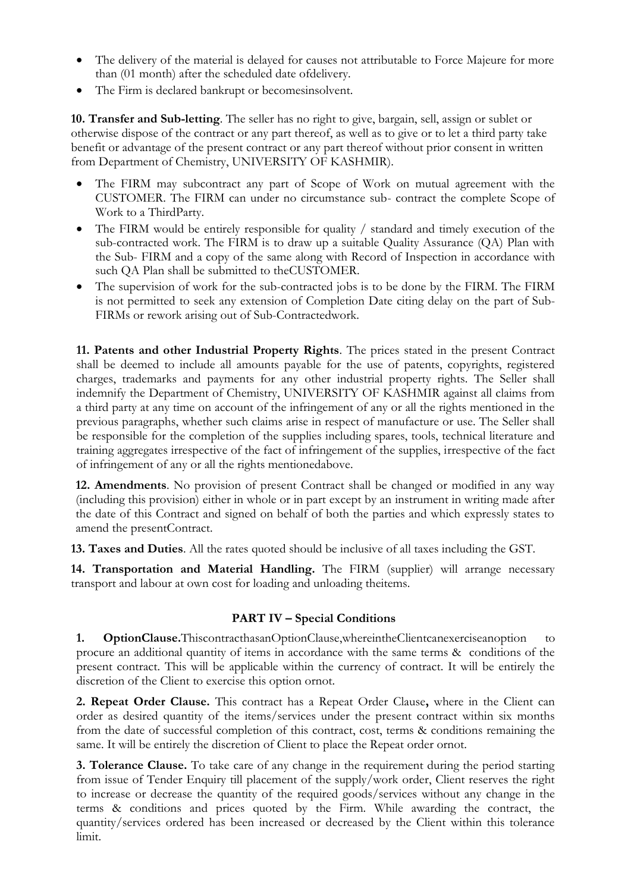- The delivery of the material is delayed for causes not attributable to Force Majeure for more than (01 month) after the scheduled date ofdelivery.
- The Firm is declared bankrupt or becomesinsolvent.

**10. Transfer and Sub-letting**. The seller has no right to give, bargain, sell, assign or sublet or otherwise dispose of the contract or any part thereof, as well as to give or to let a third party take benefit or advantage of the present contract or any part thereof without prior consent in written from Department of Chemistry, UNIVERSITY OF KASHMIR).

- The FIRM may subcontract any part of Scope of Work on mutual agreement with the CUSTOMER. The FIRM can under no circumstance sub- contract the complete Scope of Work to a ThirdParty.
- The FIRM would be entirely responsible for quality / standard and timely execution of the sub-contracted work. The FIRM is to draw up a suitable Quality Assurance (QA) Plan with the Sub- FIRM and a copy of the same along with Record of Inspection in accordance with such QA Plan shall be submitted to theCUSTOMER.
- The supervision of work for the sub-contracted jobs is to be done by the FIRM. The FIRM is not permitted to seek any extension of Completion Date citing delay on the part of Sub-FIRMs or rework arising out of Sub-Contractedwork.

**11. Patents and other Industrial Property Rights**. The prices stated in the present Contract shall be deemed to include all amounts payable for the use of patents, copyrights, registered charges, trademarks and payments for any other industrial property rights. The Seller shall indemnify the Department of Chemistry, UNIVERSITY OF KASHMIR against all claims from a third party at any time on account of the infringement of any or all the rights mentioned in the previous paragraphs, whether such claims arise in respect of manufacture or use. The Seller shall be responsible for the completion of the supplies including spares, tools, technical literature and training aggregates irrespective of the fact of infringement of the supplies, irrespective of the fact of infringement of any or all the rights mentionedabove.

**12. Amendments**. No provision of present Contract shall be changed or modified in any way (including this provision) either in whole or in part except by an instrument in writing made after the date of this Contract and signed on behalf of both the parties and which expressly states to amend the presentContract.

**13. Taxes and Duties**. All the rates quoted should be inclusive of all taxes including the GST.

**14. Transportation and Material Handling.** The FIRM (supplier) will arrange necessary transport and labour at own cost for loading and unloading theitems.

## PART IV – Special Conditions

**1. OptionClause.**ThiscontracthasanOptionClause,whereintheClientcanexerciseanoption to procure an additional quantity of items in accordance with the same terms & conditions of the present contract. This will be applicable within the currency of contract. It will be entirely the discretion of the Client to exercise this option ornot.

**2. Repeat Order Clause.** This contract has a Repeat Order Clause**,** where in the Client can order as desired quantity of the items/services under the present contract within six months from the date of successful completion of this contract, cost, terms & conditions remaining the same. It will be entirely the discretion of Client to place the Repeat order ornot.

**3. Tolerance Clause.** To take care of any change in the requirement during the period starting from issue of Tender Enquiry till placement of the supply/work order, Client reserves the right to increase or decrease the quantity of the required goods/services without any change in the terms & conditions and prices quoted by the Firm. While awarding the contract, the quantity/services ordered has been increased or decreased by the Client within this tolerance limit.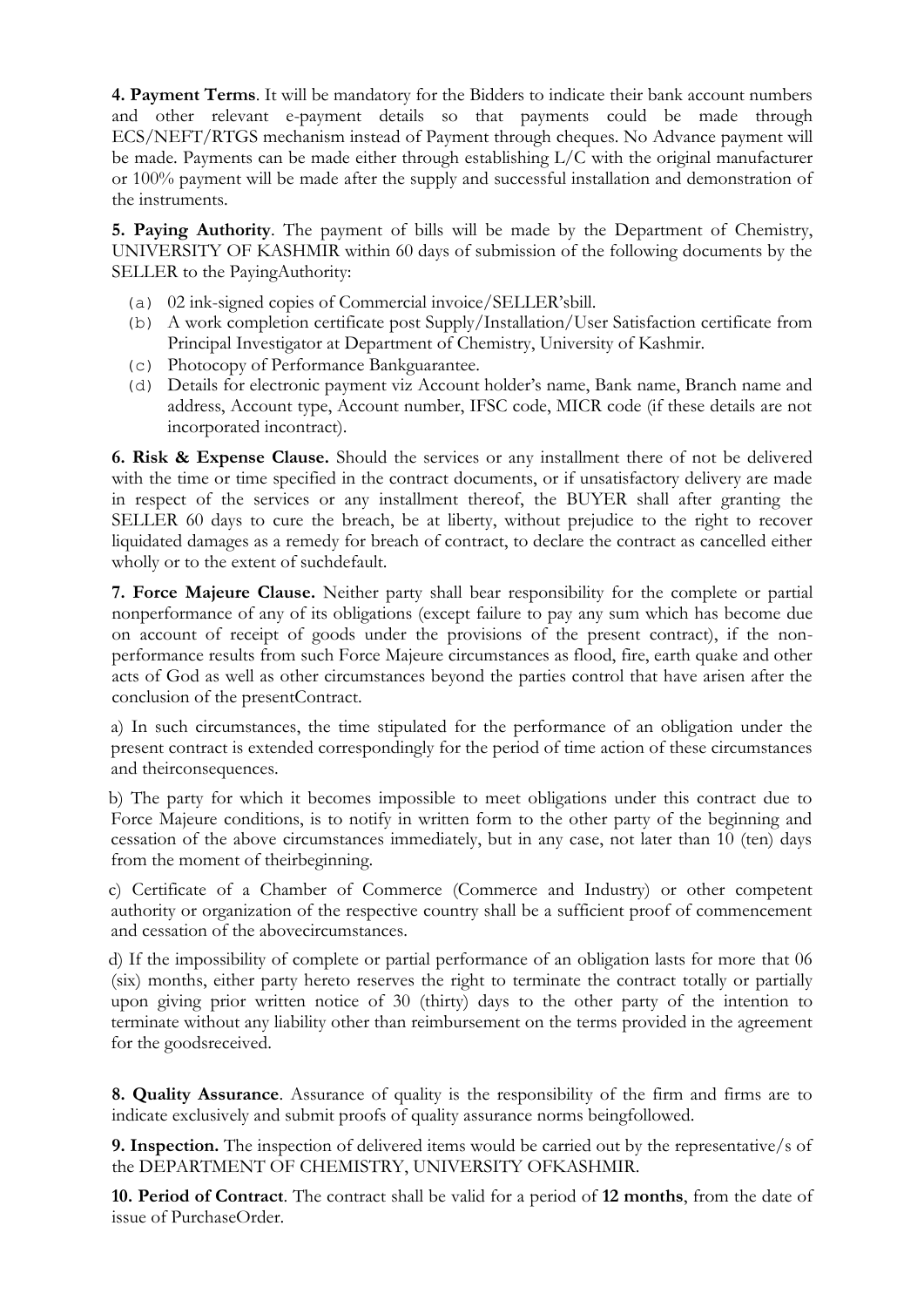**4. Payment Terms**. It will be mandatory for the Bidders to indicate their bank account numbers and other relevant e-payment details so that payments could be made through ECS/NEFT/RTGS mechanism instead of Payment through cheques. No Advance payment will be made. Payments can be made either through establishing L/C with the original manufacturer or 100% payment will be made after the supply and successful installation and demonstration of the instruments.

**5. Paying Authority**. The payment of bills will be made by the Department of Chemistry, UNIVERSITY OF KASHMIR within 60 days of submission of the following documents by the SELLER to the PayingAuthority:

(a) 02 ink-signed copies of Commercial invoice/SELLER'sbill.
(b) A work completion certificate post Supply/Installation/User Satisfaction certificate from Principal Investigator at Department of Chemistry, University of Kashmir.
(c) Photocopy of Performance Bankguarantee.
(d) Details for electronic payment viz Account holder's name, Bank name, Branch name and address, Account type, Account number, IFSC code, MICR code (if these details are not incorporated incontract).

**6. Risk & Expense Clause.** Should the services or any installment there of not be delivered with the time or time specified in the contract documents, or if unsatisfactory delivery are made in respect of the services or any installment thereof, the BUYER shall after granting the SELLER 60 days to cure the breach, be at liberty, without prejudice to the right to recover liquidated damages as a remedy for breach of contract, to declare the contract as cancelled either wholly or to the extent of suchdefault.

**7. Force Majeure Clause.** Neither party shall bear responsibility for the complete or partial nonperformance of any of its obligations (except failure to pay any sum which has become due on account of receipt of goods under the provisions of the present contract), if the non-performance results from such Force Majeure circumstances as flood, fire, earth quake and other acts of God as well as other circumstances beyond the parties control that have arisen after the conclusion of the presentContract.

a) In such circumstances, the time stipulated for the performance of an obligation under the present contract is extended correspondingly for the period of time action of these circumstances and theirconsequences.

b) The party for which it becomes impossible to meet obligations under this contract due to Force Majeure conditions, is to notify in written form to the other party of the beginning and cessation of the above circumstances immediately, but in any case, not later than 10 (ten) days from the moment of theirbeginning.

c) Certificate of a Chamber of Commerce (Commerce and Industry) or other competent authority or organization of the respective country shall be a sufficient proof of commencement and cessation of the abovecircumstances.

d) If the impossibility of complete or partial performance of an obligation lasts for more that 06 (six) months, either party hereto reserves the right to terminate the contract totally or partially upon giving prior written notice of 30 (thirty) days to the other party of the intention to terminate without any liability other than reimbursement on the terms provided in the agreement for the goodsreceived.

**8. Quality Assurance**. Assurance of quality is the responsibility of the firm and firms are to indicate exclusively and submit proofs of quality assurance norms beingfollowed.

**9. Inspection.** The inspection of delivered items would be carried out by the representative/s of the DEPARTMENT OF CHEMISTRY, UNIVERSITY OFKASHMIR.

**10. Period of Contract**. The contract shall be valid for a period of **12 months**, from the date of issue of PurchaseOrder.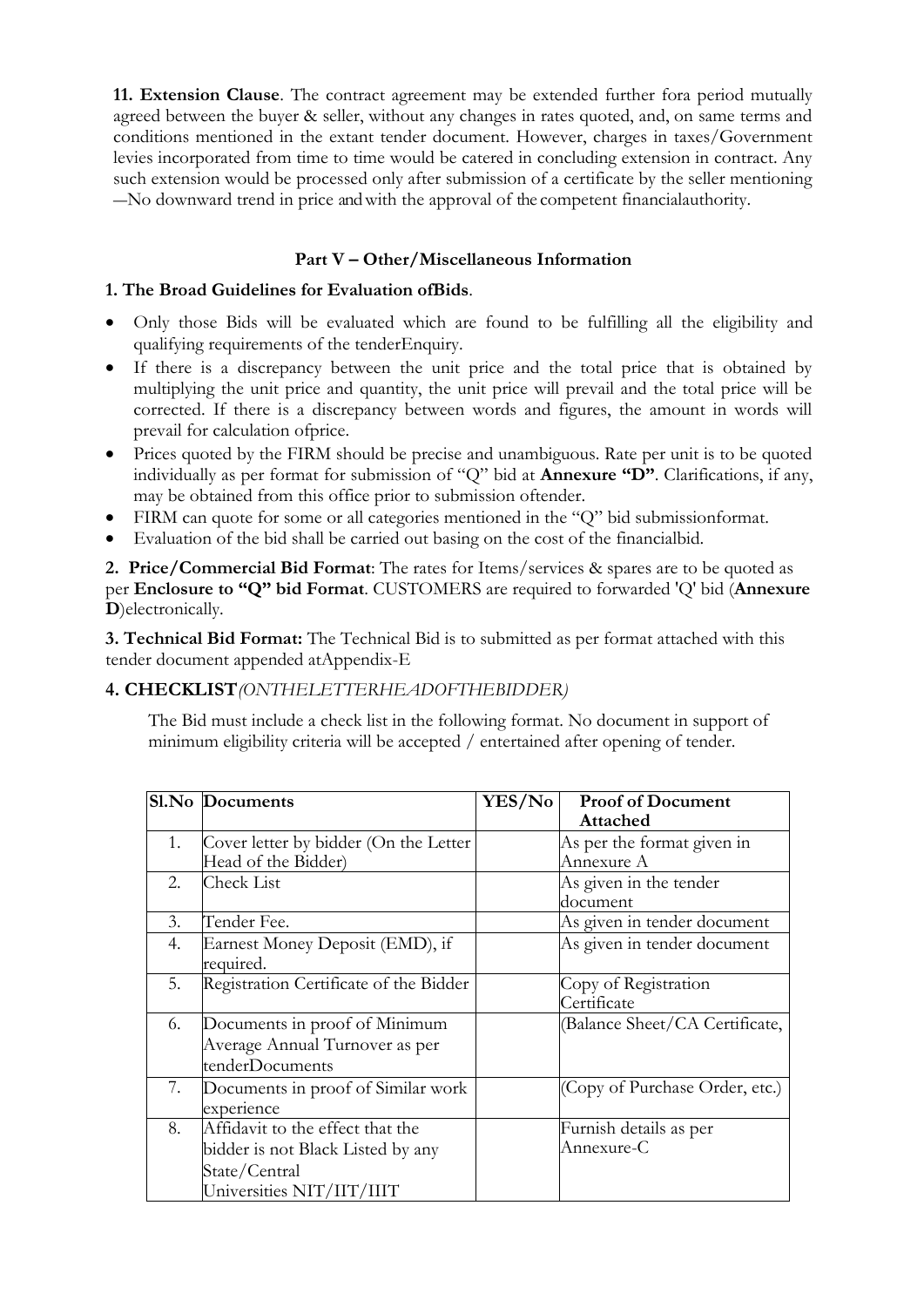**11. Extension Clause**. The contract agreement may be extended further fora period mutually agreed between the buyer & seller, without any changes in rates quoted, and, on same terms and conditions mentioned in the extant tender document. However, charges in taxes/Government levies incorporated from time to time would be catered in concluding extension in contract. Any such extension would be processed only after submission of a certificate by the seller mentioning ―No downward trend in price and with the approval of the competent financialauthority.

### Part V – Other/Miscellaneous Information

**1. The Broad Guidelines for Evaluation ofBids**.

- Only those Bids will be evaluated which are found to be fulfilling all the eligibility and qualifying requirements of the tenderEnquiry.
- If there is a discrepancy between the unit price and the total price that is obtained by multiplying the unit price and quantity, the unit price will prevail and the total price will be corrected. If there is a discrepancy between words and figures, the amount in words will prevail for calculation ofprice.
- Prices quoted by the FIRM should be precise and unambiguous. Rate per unit is to be quoted individually as per format for submission of "Q" bid at **Annexure "D"**. Clarifications, if any, may be obtained from this office prior to submission oftender.
- FIRM can quote for some or all categories mentioned in the "Q" bid submissionformat.
- Evaluation of the bid shall be carried out basing on the cost of the financialbid.

**2. Price/Commercial Bid Format**: The rates for Items/services & spares are to be quoted as per **Enclosure to "Q" bid Format**. CUSTOMERS are required to forwarded 'Q' bid (**Annexure D**)electronically.

**3. Technical Bid Format:** The Technical Bid is to submitted as per format attached with this tender document appended atAppendix-E

**4. CHECKLIST***(ONTHELETTERHEADOFTHEBIDDER)*

The Bid must include a check list in the following format. No document in support of minimum eligibility criteria will be accepted / entertained after opening of tender.

| Sl.No | Documents | YES/No | Proof of Document Attached |
|---|---|---|---|
| 1. | Cover letter by bidder (On the Letter Head of the Bidder) | | As per the format given in Annexure A |
| 2. | Check List | | As given in the tender document |
| 3. | Tender Fee. | | As given in tender document |
| 4. | Earnest Money Deposit (EMD), if required. | | As given in tender document |
| 5. | Registration Certificate of the Bidder | | Copy of Registration Certificate |
| 6. | Documents in proof of Minimum Average Annual Turnover as per tenderDocuments | | (Balance Sheet/CA Certificate, |
| 7. | Documents in proof of Similar work experience | | (Copy of Purchase Order, etc.) |
| 8. | Affidavit to the effect that the bidder is not Black Listed by any State/Central Universities NIT/IIT/IIIT | | Furnish details as per Annexure-C |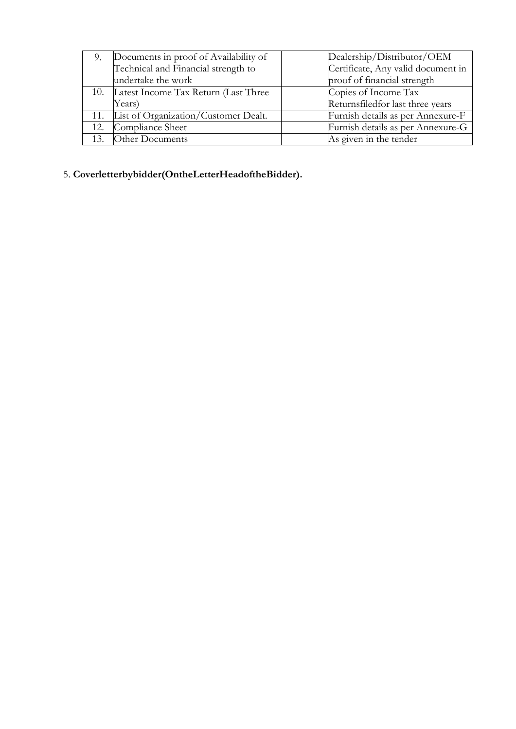| 9. | Documents in proof of Availability of Technical and Financial strength to undertake the work | | Dealership/Distributor/OEM Certificate, Any valid document in proof of financial strength |
|---|---|---|---|
| 10. | Latest Income Tax Return (Last Three Years) | | Copies of Income Tax Returnsfiledfor last three years |
| 11. | List of Organization/Customer Dealt. | | Furnish details as per Annexure-F |
| 12. | Compliance Sheet | | Furnish details as per Annexure-G |
| 13. | Other Documents | | As given in the tender |

5. **Coverletterbybidder(OntheLetterHeadoftheBidder).**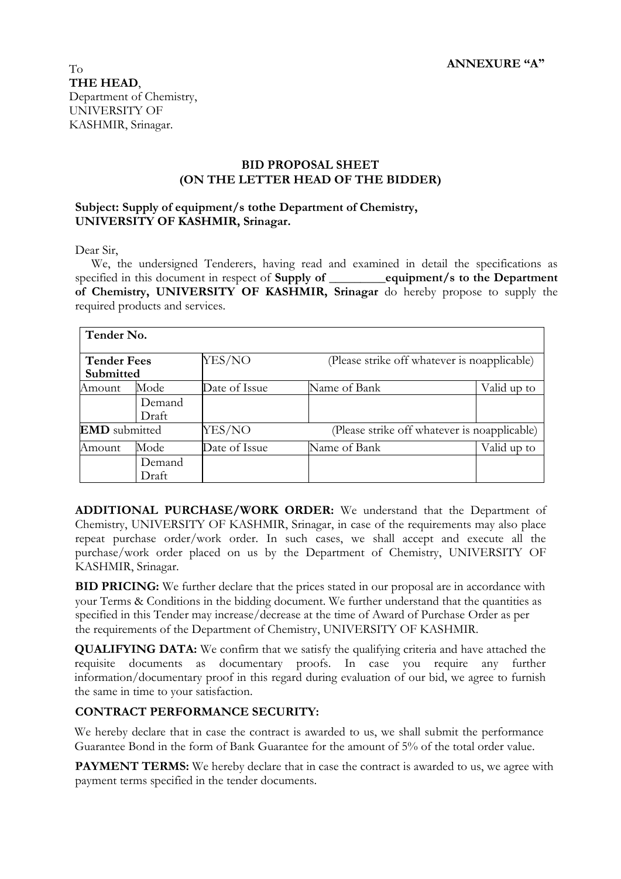**ANNEXURE "A"**

To
**THE HEAD**,
Department of Chemistry,
UNIVERSITY OF
KASHMIR, Srinagar.

**BID PROPOSAL SHEET**
**(ON THE LETTER HEAD OF THE BIDDER)**

**Subject: Supply of equipment/s tothe Department of Chemistry, UNIVERSITY OF KASHMIR, Srinagar.**

Dear Sir,

We, the undersigned Tenderers, having read and examined in detail the specifications as specified in this document in respect of **Supply of _________equipment/s to the Department of Chemistry, UNIVERSITY OF KASHMIR, Srinagar** do hereby propose to supply the required products and services.

| **Tender No.** | | | | |
|---|---|---|---|---|
| **Tender Fees Submitted** | | YES/NO | (Please strike off whatever is noapplicable) | |
| Amount | Mode | Date of Issue | Name of Bank | Valid up to |
| | Demand Draft | | | |
| **EMD** submitted | | YES/NO | (Please strike off whatever is noapplicable) | |
| Amount | Mode | Date of Issue | Name of Bank | Valid up to |
| | Demand Draft | | | |

**ADDITIONAL PURCHASE/WORK ORDER:** We understand that the Department of Chemistry, UNIVERSITY OF KASHMIR, Srinagar, in case of the requirements may also place repeat purchase order/work order. In such cases, we shall accept and execute all the purchase/work order placed on us by the Department of Chemistry, UNIVERSITY OF KASHMIR, Srinagar.

**BID PRICING:** We further declare that the prices stated in our proposal are in accordance with your Terms & Conditions in the bidding document. We further understand that the quantities as specified in this Tender may increase/decrease at the time of Award of Purchase Order as per the requirements of the Department of Chemistry, UNIVERSITY OF KASHMIR.

**QUALIFYING DATA:** We confirm that we satisfy the qualifying criteria and have attached the requisite documents as documentary proofs. In case you require any further information/documentary proof in this regard during evaluation of our bid, we agree to furnish the same in time to your satisfaction.

**CONTRACT PERFORMANCE SECURITY:**

We hereby declare that in case the contract is awarded to us, we shall submit the performance Guarantee Bond in the form of Bank Guarantee for the amount of 5% of the total order value.

**PAYMENT TERMS:** We hereby declare that in case the contract is awarded to us, we agree with payment terms specified in the tender documents.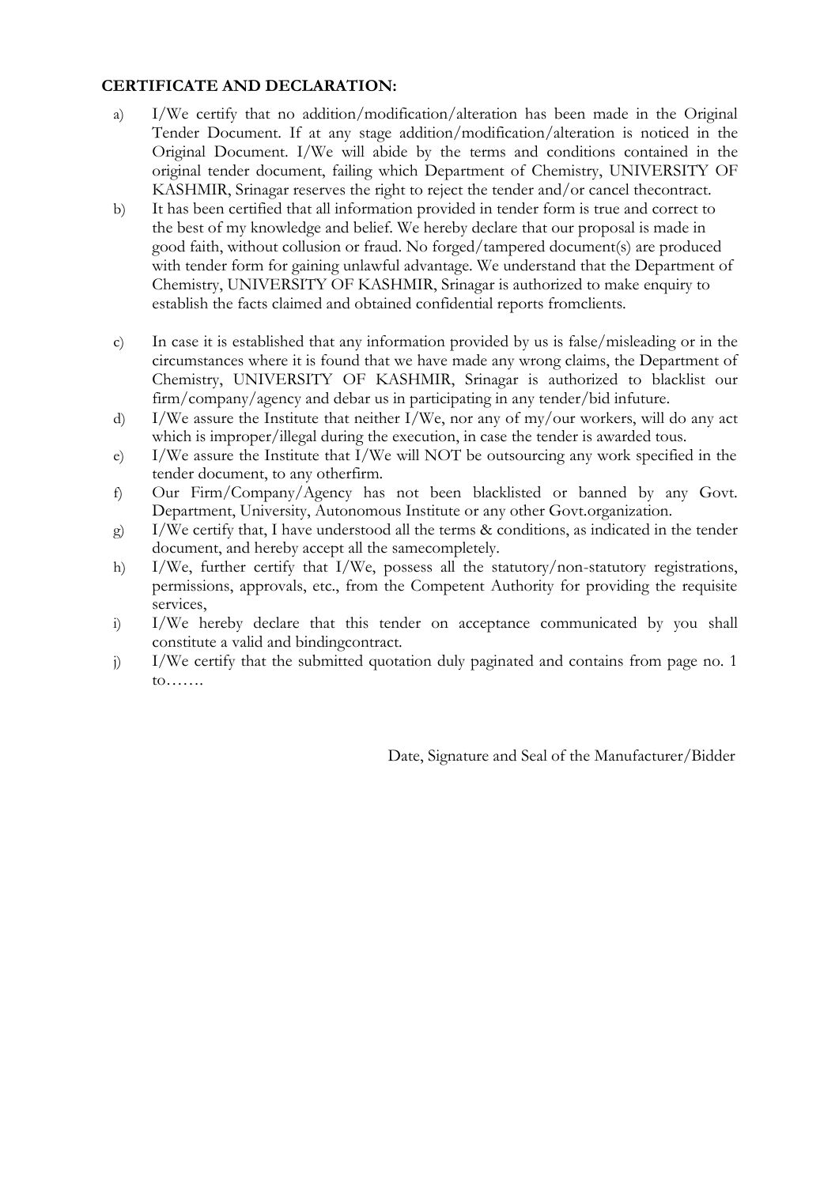**CERTIFICATE AND DECLARATION:**

a) I/We certify that no addition/modification/alteration has been made in the Original Tender Document. If at any stage addition/modification/alteration is noticed in the Original Document. I/We will abide by the terms and conditions contained in the original tender document, failing which Department of Chemistry, UNIVERSITY OF KASHMIR, Srinagar reserves the right to reject the tender and/or cancel thecontract.

b) It has been certified that all information provided in tender form is true and correct to the best of my knowledge and belief. We hereby declare that our proposal is made in good faith, without collusion or fraud. No forged/tampered document(s) are produced with tender form for gaining unlawful advantage. We understand that the Department of Chemistry, UNIVERSITY OF KASHMIR, Srinagar is authorized to make enquiry to establish the facts claimed and obtained confidential reports fromclients.

c) In case it is established that any information provided by us is false/misleading or in the circumstances where it is found that we have made any wrong claims, the Department of Chemistry, UNIVERSITY OF KASHMIR, Srinagar is authorized to blacklist our firm/company/agency and debar us in participating in any tender/bid infuture.

d) I/We assure the Institute that neither I/We, nor any of my/our workers, will do any act which is improper/illegal during the execution, in case the tender is awarded tous.

e) I/We assure the Institute that I/We will NOT be outsourcing any work specified in the tender document, to any otherfirm.

f) Our Firm/Company/Agency has not been blacklisted or banned by any Govt. Department, University, Autonomous Institute or any other Govt.organization.

g) I/We certify that, I have understood all the terms & conditions, as indicated in the tender document, and hereby accept all the samecompletely.

h) I/We, further certify that I/We, possess all the statutory/non-statutory registrations, permissions, approvals, etc., from the Competent Authority for providing the requisite services,

i) I/We hereby declare that this tender on acceptance communicated by you shall constitute a valid and bindingcontract.

j) I/We certify that the submitted quotation duly paginated and contains from page no. 1 to…….

Date, Signature and Seal of the Manufacturer/Bidder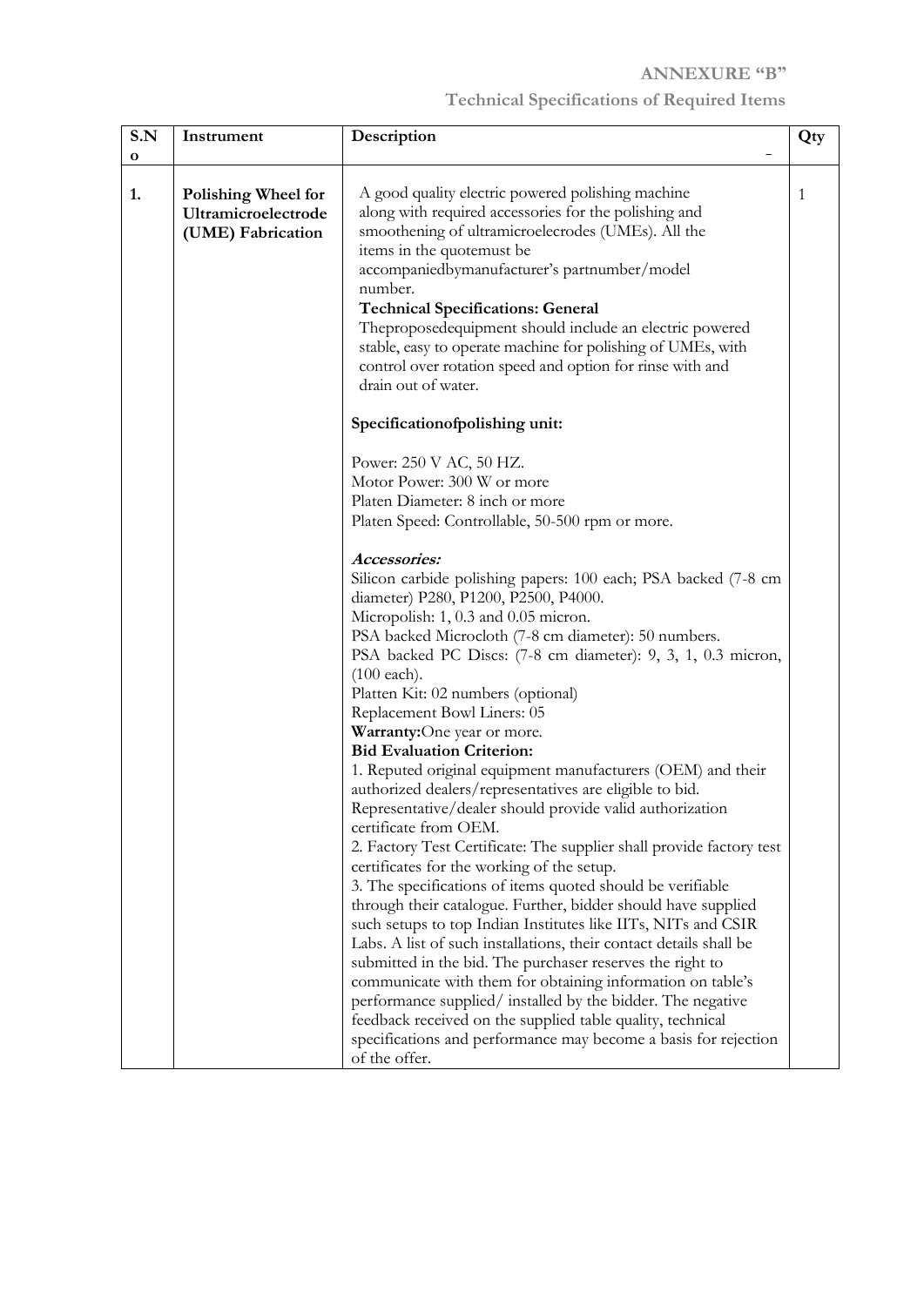**ANNEXURE "B"**

**Technical Specifications of Required Items**

| S.No | Instrument | Description | Qty |
|---|---|---|---|
| 1. | **Polishing Wheel for Ultramicroelectrode (UME) Fabrication** | A good quality electric powered polishing machine along with required accessories for the polishing and smoothening of ultramicroelecrodes (UMEs). All the items in the quotemust be accompaniedbymanufacturer's partnumber/model number.<br>**Technical Specifications: General**<br>Theproposedequipment should include an electric powered stable, easy to operate machine for polishing of UMEs, with control over rotation speed and option for rinse with and drain out of water.<br><br>**Specificationofpolishing unit:**<br><br>Power: 250 V AC, 50 HZ.<br>Motor Power: 300 W or more<br>Platen Diameter: 8 inch or more<br>Platen Speed: Controllable, 50-500 rpm or more.<br><br>***Accessories:***<br>Silicon carbide polishing papers: 100 each; PSA backed (7-8 cm diameter) P280, P1200, P2500, P4000.<br>Micropolish: 1, 0.3 and 0.05 micron.<br>PSA backed Microcloth (7-8 cm diameter): 50 numbers.<br>PSA backed PC Discs: (7-8 cm diameter): 9, 3, 1, 0.3 micron, (100 each).<br>Platten Kit: 02 numbers (optional)<br>Replacement Bowl Liners: 05<br>**Warranty:**One year or more.<br>**Bid Evaluation Criterion:**<br>1. Reputed original equipment manufacturers (OEM) and their authorized dealers/representatives are eligible to bid. Representative/dealer should provide valid authorization certificate from OEM.<br>2. Factory Test Certificate: The supplier shall provide factory test certificates for the working of the setup.<br>3. The specifications of items quoted should be verifiable through their catalogue. Further, bidder should have supplied such setups to top Indian Institutes like IITs, NITs and CSIR Labs. A list of such installations, their contact details shall be submitted in the bid. The purchaser reserves the right to communicate with them for obtaining information on table's performance supplied/ installed by the bidder. The negative feedback received on the supplied table quality, technical specifications and performance may become a basis for rejection of the offer. | 1 |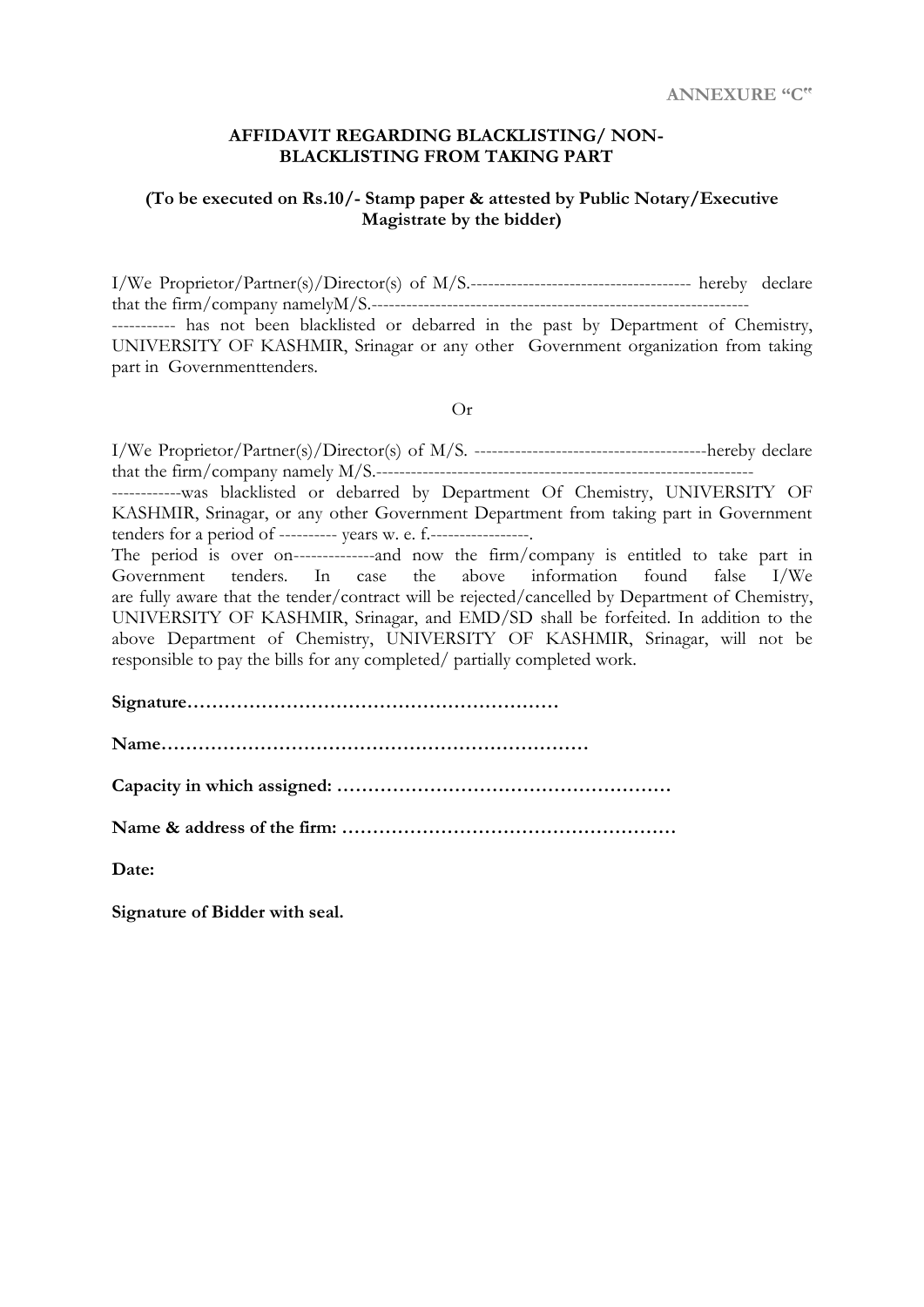**ANNEXURE "C"**

## AFFIDAVIT REGARDING BLACKLISTING/ NON-BLACKLISTING FROM TAKING PART

**(To be executed on Rs.10/- Stamp paper & attested by Public Notary/Executive Magistrate by the bidder)**

I/We Proprietor/Partner(s)/Director(s) of M/S.-------------------------------------- hereby declare that the firm/company namelyM/S.----------------------------------------------------------------- ----------- has not been blacklisted or debarred in the past by Department of Chemistry, UNIVERSITY OF KASHMIR, Srinagar or any other Government organization from taking part in Governmenttenders.

Or

I/We Proprietor/Partner(s)/Director(s) of M/S. ----------------------------------------hereby declare that the firm/company namely M/S.------------------------------------------------------------------ ------------was blacklisted or debarred by Department Of Chemistry, UNIVERSITY OF KASHMIR, Srinagar, or any other Government Department from taking part in Government tenders for a period of ---------- years w. e. f.-----------------.
The period is over on-------------and now the firm/company is entitled to take part in Government tenders. In case the above information found false I/We are fully aware that the tender/contract will be rejected/cancelled by Department of Chemistry, UNIVERSITY OF KASHMIR, Srinagar, and EMD/SD shall be forfeited. In addition to the above Department of Chemistry, UNIVERSITY OF KASHMIR, Srinagar, will not be responsible to pay the bills for any completed/ partially completed work.

**Signature……………………………………………………**

**Name……………………………………………………………**

**Capacity in which assigned: ………………………………………………**

**Name & address of the firm: ………………………………………………**

**Date:**

**Signature of Bidder with seal.**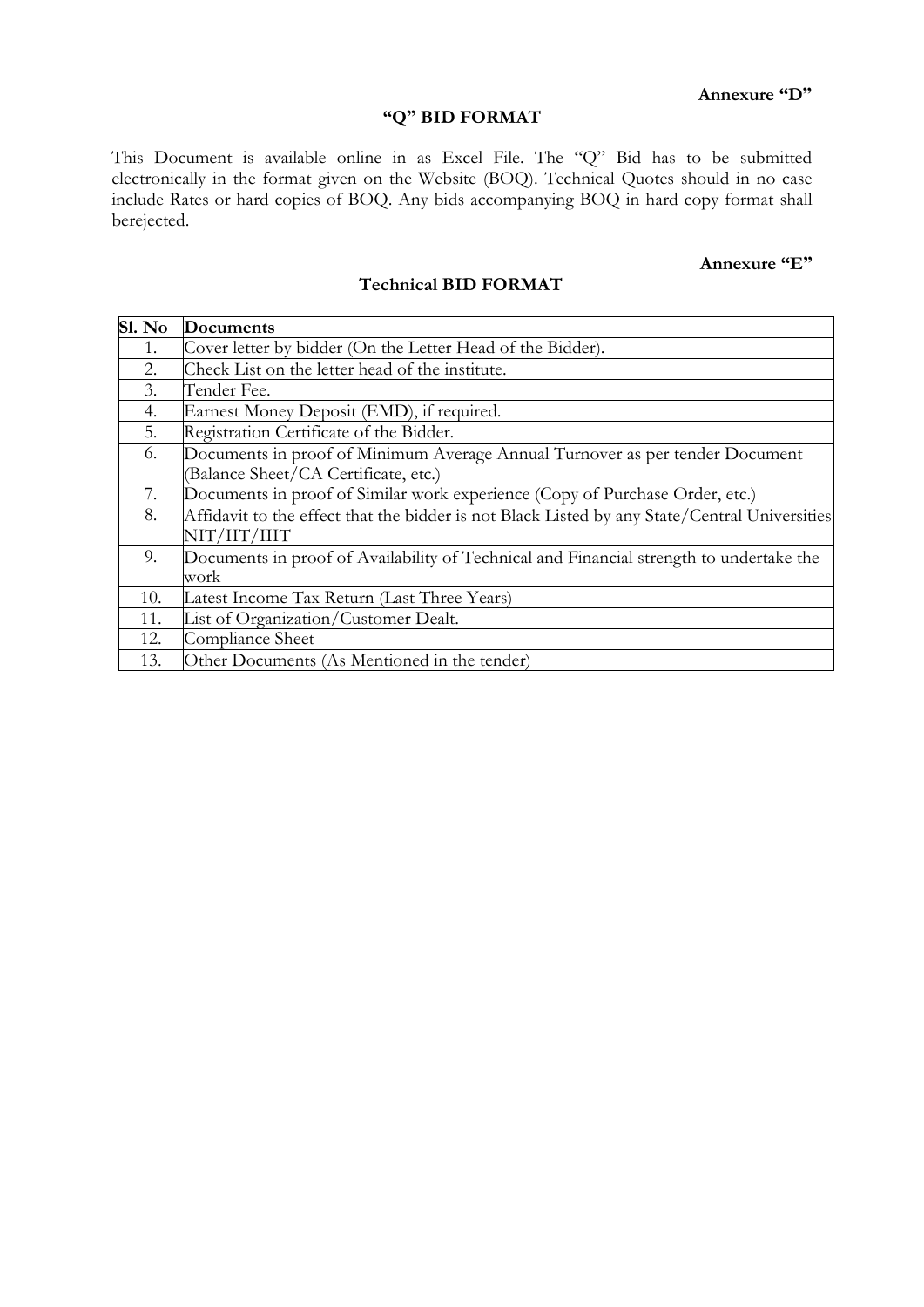**Annexure "D"**

## "Q" BID FORMAT

This Document is available online in as Excel File. The "Q" Bid has to be submitted electronically in the format given on the Website (BOQ). Technical Quotes should in no case include Rates or hard copies of BOQ. Any bids accompanying BOQ in hard copy format shall berejected.

**Annexure "E"**

## Technical BID FORMAT

| Sl. No | Documents |
|---|---|
| 1. | Cover letter by bidder (On the Letter Head of the Bidder). |
| 2. | Check List on the letter head of the institute. |
| 3. | Tender Fee. |
| 4. | Earnest Money Deposit (EMD), if required. |
| 5. | Registration Certificate of the Bidder. |
| 6. | Documents in proof of Minimum Average Annual Turnover as per tender Document (Balance Sheet/CA Certificate, etc.) |
| 7. | Documents in proof of Similar work experience (Copy of Purchase Order, etc.) |
| 8. | Affidavit to the effect that the bidder is not Black Listed by any State/Central Universities NIT/IIT/IIIT |
| 9. | Documents in proof of Availability of Technical and Financial strength to undertake the work |
| 10. | Latest Income Tax Return (Last Three Years) |
| 11. | List of Organization/Customer Dealt. |
| 12. | Compliance Sheet |
| 13. | Other Documents (As Mentioned in the tender) |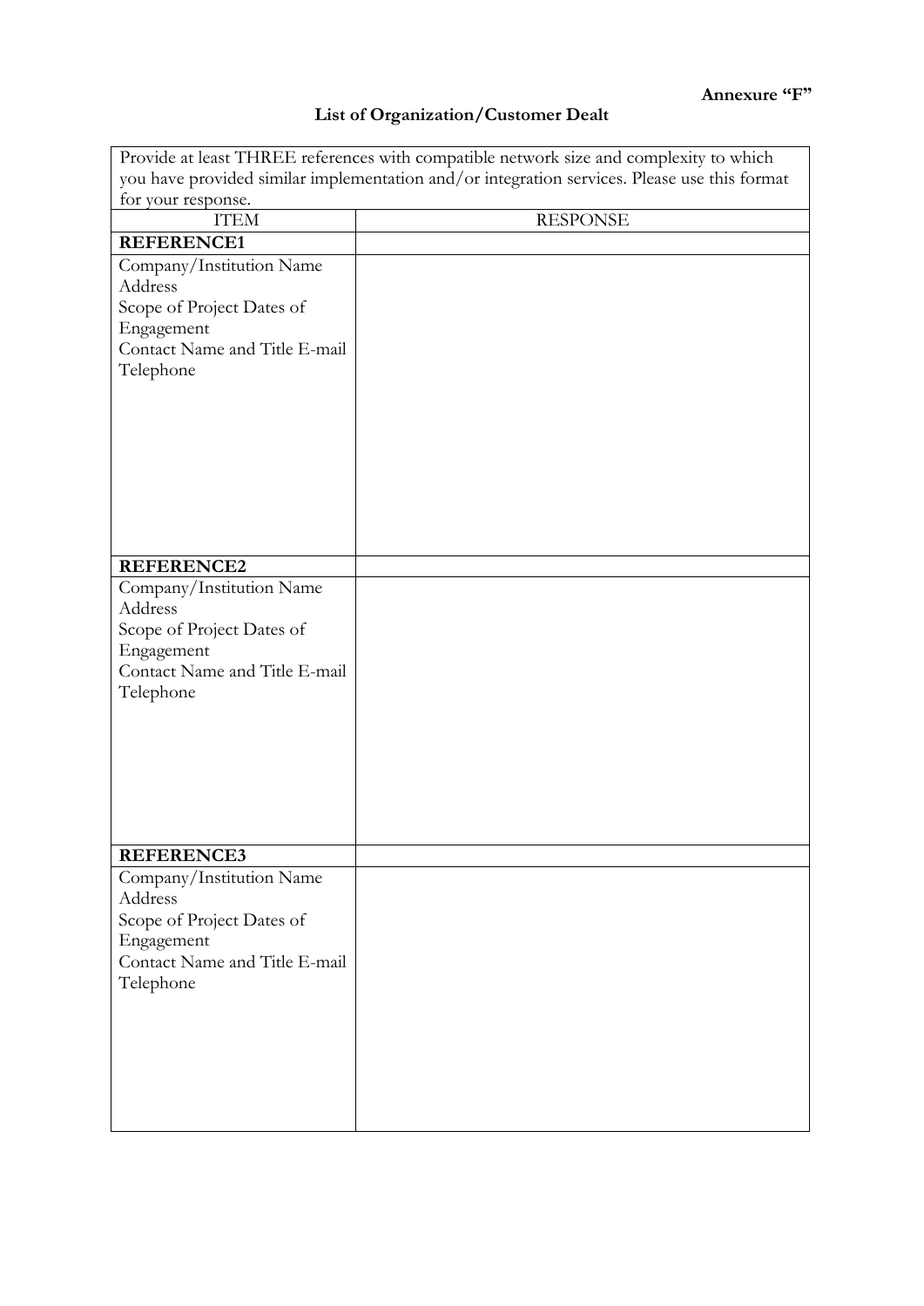**Annexure "F"**

## List of Organization/Customer Dealt

| Provide at least THREE references with compatible network size and complexity to which you have provided similar implementation and/or integration services. Please use this format for your response. | |
|---|---|
| ITEM | RESPONSE |
| **REFERENCE1** | |
| Company/Institution Name<br>Address<br>Scope of Project Dates of Engagement<br>Contact Name and Title E-mail<br>Telephone | |
| **REFERENCE2** | |
| Company/Institution Name<br>Address<br>Scope of Project Dates of Engagement<br>Contact Name and Title E-mail<br>Telephone | |
| **REFERENCE3** | |
| Company/Institution Name<br>Address<br>Scope of Project Dates of Engagement<br>Contact Name and Title E-mail<br>Telephone | |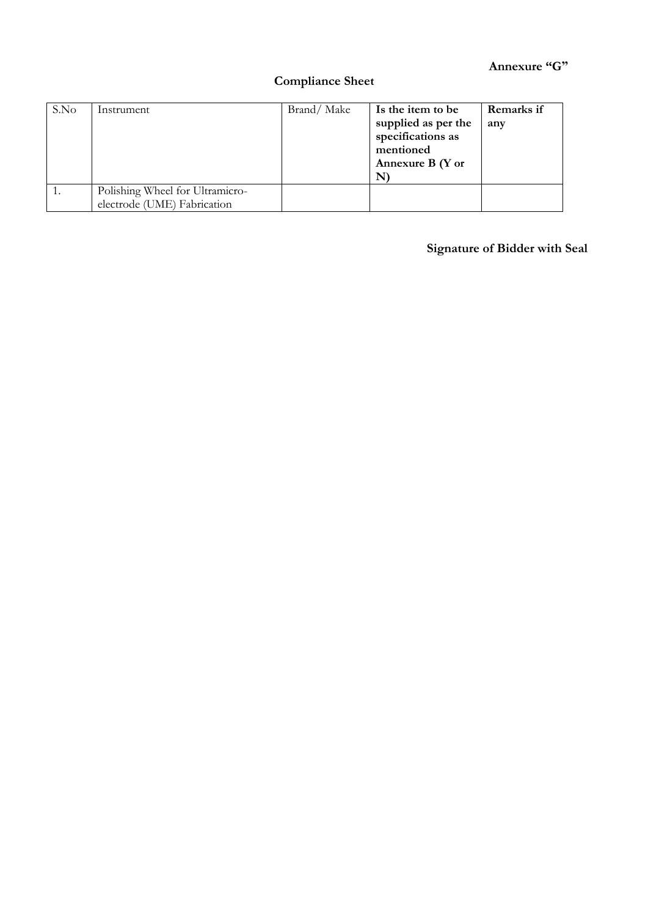**Annexure "G"**

## Compliance Sheet

| S.No | Instrument | Brand/ Make | **Is the item to be supplied as per the specifications as mentioned Annexure B (Y or N)** | **Remarks if any** |
|---|---|---|---|---|
| 1. | Polishing Wheel for Ultramicro-electrode (UME) Fabrication | | | |

**Signature of Bidder with Seal**